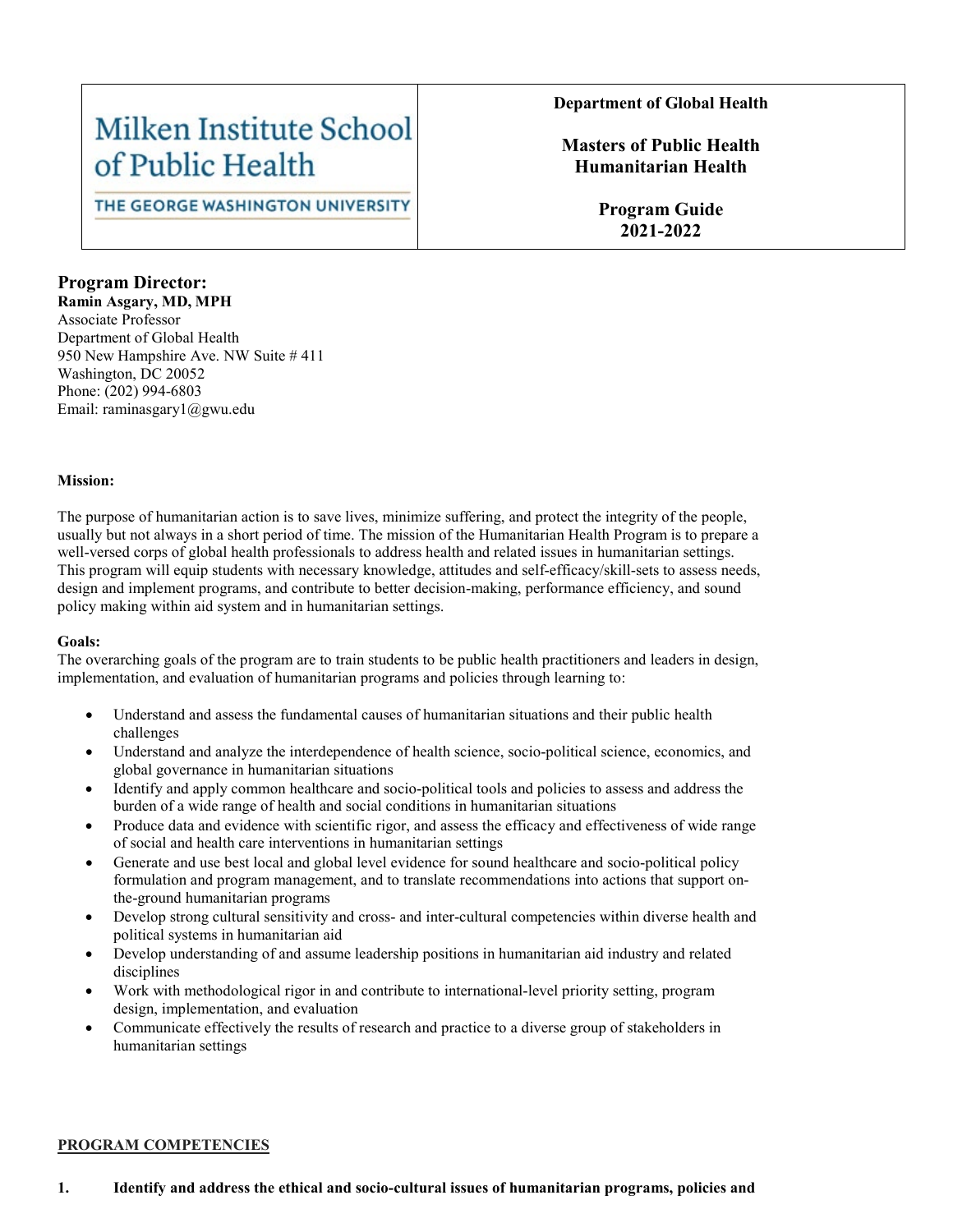| Milken Institute School of Public Health<br>THE GEORGE WASHINGTON UNIVERSITY | **Department of Global Health**<br><br>**Masters of Public Health**<br>**Humanitarian Health**<br><br>**Program Guide**<br>**2021-2022** |
| --- | --- |

## Program Director:

**Ramin Asgary, MD, MPH**
Associate Professor
Department of Global Health
950 New Hampshire Ave. NW Suite # 411
Washington, DC 20052
Phone: (202) 994-6803
Email: raminasgary1@gwu.edu

**Mission:**

The purpose of humanitarian action is to save lives, minimize suffering, and protect the integrity of the people, usually but not always in a short period of time. The mission of the Humanitarian Health Program is to prepare a well-versed corps of global health professionals to address health and related issues in humanitarian settings. This program will equip students with necessary knowledge, attitudes and self-efficacy/skill-sets to assess needs, design and implement programs, and contribute to better decision-making, performance efficiency, and sound policy making within aid system and in humanitarian settings.

**Goals:**

The overarching goals of the program are to train students to be public health practitioners and leaders in design, implementation, and evaluation of humanitarian programs and policies through learning to:

- Understand and assess the fundamental causes of humanitarian situations and their public health challenges
- Understand and analyze the interdependence of health science, socio-political science, economics, and global governance in humanitarian situations
- Identify and apply common healthcare and socio-political tools and policies to assess and address the burden of a wide range of health and social conditions in humanitarian situations
- Produce data and evidence with scientific rigor, and assess the efficacy and effectiveness of wide range of social and health care interventions in humanitarian settings
- Generate and use best local and global level evidence for sound healthcare and socio-political policy formulation and program management, and to translate recommendations into actions that support on-the-ground humanitarian programs
- Develop strong cultural sensitivity and cross- and inter-cultural competencies within diverse health and political systems in humanitarian aid
- Develop understanding of and assume leadership positions in humanitarian aid industry and related disciplines
- Work with methodological rigor in and contribute to international-level priority setting, program design, implementation, and evaluation
- Communicate effectively the results of research and practice to a diverse group of stakeholders in humanitarian settings

**<u>PROGRAM COMPETENCIES</u>**

1. **Identify and address the ethical and socio-cultural issues of humanitarian programs, policies and**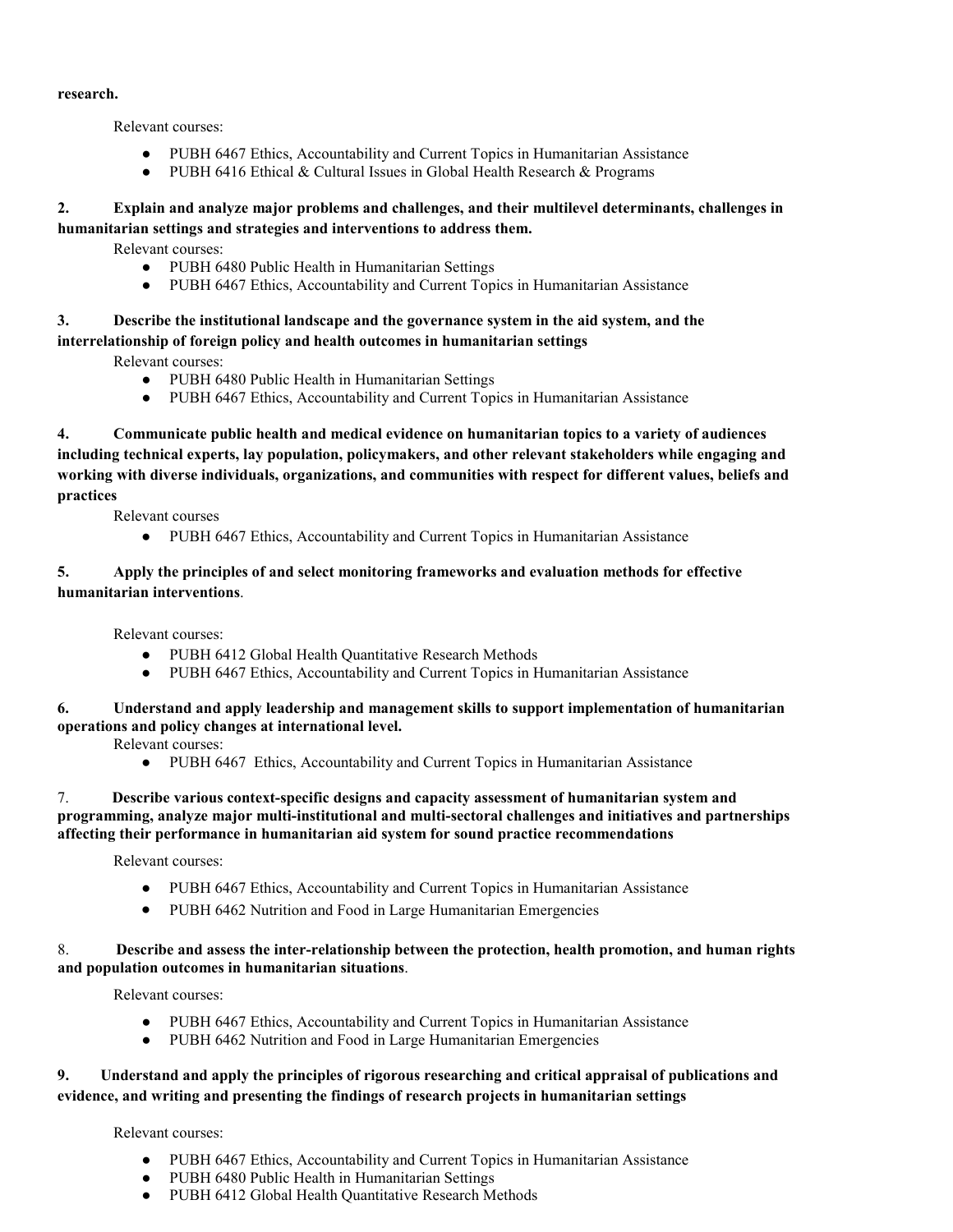**research.**

Relevant courses:

- PUBH 6467 Ethics, Accountability and Current Topics in Humanitarian Assistance
- PUBH 6416 Ethical & Cultural Issues in Global Health Research & Programs

**2. Explain and analyze major problems and challenges, and their multilevel determinants, challenges in humanitarian settings and strategies and interventions to address them.**

Relevant courses:

- PUBH 6480 Public Health in Humanitarian Settings
- PUBH 6467 Ethics, Accountability and Current Topics in Humanitarian Assistance

**3. Describe the institutional landscape and the governance system in the aid system, and the interrelationship of foreign policy and health outcomes in humanitarian settings**

Relevant courses:

- PUBH 6480 Public Health in Humanitarian Settings
- PUBH 6467 Ethics, Accountability and Current Topics in Humanitarian Assistance

**4. Communicate public health and medical evidence on humanitarian topics to a variety of audiences including technical experts, lay population, policymakers, and other relevant stakeholders while engaging and working with diverse individuals, organizations, and communities with respect for different values, beliefs and practices**

Relevant courses

- PUBH 6467 Ethics, Accountability and Current Topics in Humanitarian Assistance

**5. Apply the principles of and select monitoring frameworks and evaluation methods for effective humanitarian interventions**.

Relevant courses:

- PUBH 6412 Global Health Quantitative Research Methods
- PUBH 6467 Ethics, Accountability and Current Topics in Humanitarian Assistance

**6. Understand and apply leadership and management skills to support implementation of humanitarian operations and policy changes at international level.**

Relevant courses:

- PUBH 6467 Ethics, Accountability and Current Topics in Humanitarian Assistance

7. **Describe various context-specific designs and capacity assessment of humanitarian system and programming, analyze major multi-institutional and multi-sectoral challenges and initiatives and partnerships affecting their performance in humanitarian aid system for sound practice recommendations**

Relevant courses:

- PUBH 6467 Ethics, Accountability and Current Topics in Humanitarian Assistance
- PUBH 6462 Nutrition and Food in Large Humanitarian Emergencies

8. **Describe and assess the inter-relationship between the protection, health promotion, and human rights and population outcomes in humanitarian situations**.

Relevant courses:

- PUBH 6467 Ethics, Accountability and Current Topics in Humanitarian Assistance
- PUBH 6462 Nutrition and Food in Large Humanitarian Emergencies

**9. Understand and apply the principles of rigorous researching and critical appraisal of publications and evidence, and writing and presenting the findings of research projects in humanitarian settings**

Relevant courses:

- PUBH 6467 Ethics, Accountability and Current Topics in Humanitarian Assistance
- PUBH 6480 Public Health in Humanitarian Settings
- PUBH 6412 Global Health Quantitative Research Methods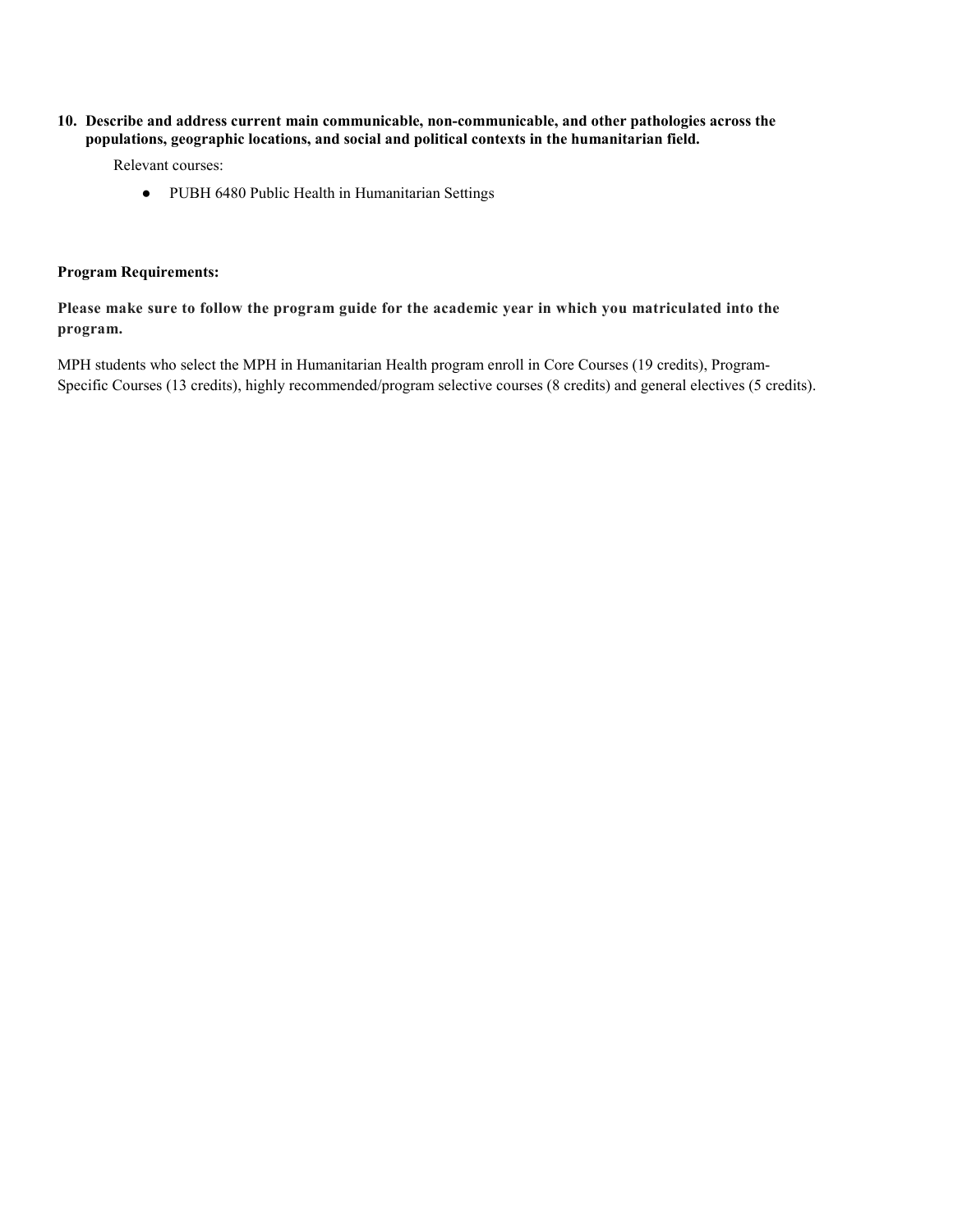10. **Describe and address current main communicable, non-communicable, and other pathologies across the populations, geographic locations, and social and political contexts in the humanitarian field.**

    Relevant courses:

    - PUBH 6480 Public Health in Humanitarian Settings

**Program Requirements:**

**Please make sure to follow the program guide for the academic year in which you matriculated into the program.**

MPH students who select the MPH in Humanitarian Health program enroll in Core Courses (19 credits), Program-Specific Courses (13 credits), highly recommended/program selective courses (8 credits) and general electives (5 credits).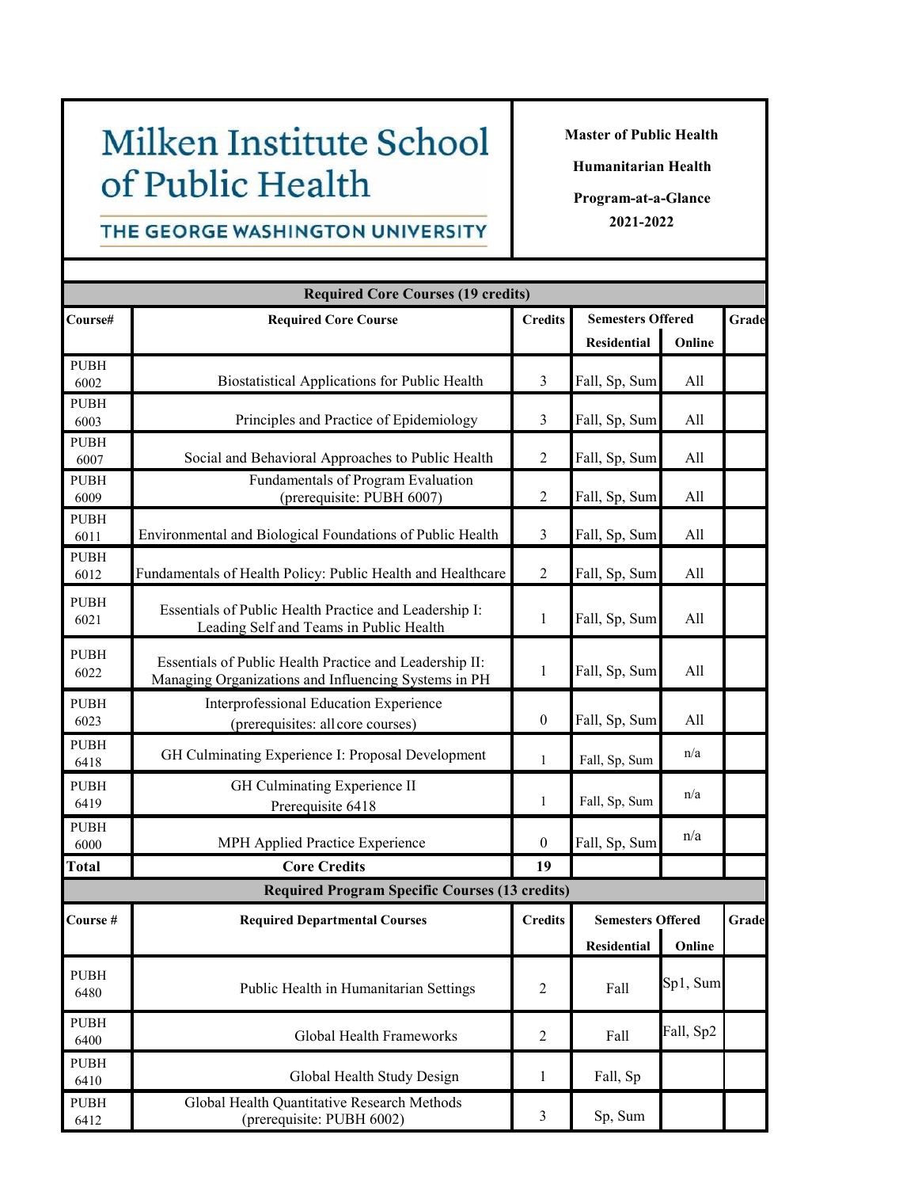# Milken Institute School of Public Health

**THE GEORGE WASHINGTON UNIVERSITY**

**Master of Public Health**

**Humanitarian Health**

**Program-at-a-Glance**

**2021-2022**

| **Required Core Courses (19 credits)** | | | | | |
|---|---|---|---|---|---|
| **Course#** | **Required Core Course** | **Credits** | **Semesters Offered** | | **Grade** |
| | | | **Residential** | **Online** | |
| PUBH 6002 | Biostatistical Applications for Public Health | 3 | Fall, Sp, Sum | All | |
| PUBH 6003 | Principles and Practice of Epidemiology | 3 | Fall, Sp, Sum | All | |
| PUBH 6007 | Social and Behavioral Approaches to Public Health | 2 | Fall, Sp, Sum | All | |
| PUBH 6009 | Fundamentals of Program Evaluation (prerequisite: PUBH 6007) | 2 | Fall, Sp, Sum | All | |
| PUBH 6011 | Environmental and Biological Foundations of Public Health | 3 | Fall, Sp, Sum | All | |
| PUBH 6012 | Fundamentals of Health Policy: Public Health and Healthcare | 2 | Fall, Sp, Sum | All | |
| PUBH 6021 | Essentials of Public Health Practice and Leadership I: Leading Self and Teams in Public Health | 1 | Fall, Sp, Sum | All | |
| PUBH 6022 | Essentials of Public Health Practice and Leadership II: Managing Organizations and Influencing Systems in PH | 1 | Fall, Sp, Sum | All | |
| PUBH 6023 | Interprofessional Education Experience (prerequisites: all core courses) | 0 | Fall, Sp, Sum | All | |
| PUBH 6418 | GH Culminating Experience I: Proposal Development | 1 | Fall, Sp, Sum | n/a | |
| PUBH 6419 | GH Culminating Experience II Prerequisite 6418 | 1 | Fall, Sp, Sum | n/a | |
| PUBH 6000 | MPH Applied Practice Experience | 0 | Fall, Sp, Sum | n/a | |
| **Total** | **Core Credits** | **19** | | | |

| **Required Program Specific Courses (13 credits)** | | | | | |
|---|---|---|---|---|---|
| **Course #** | **Required Departmental Courses** | **Credits** | **Semesters Offered** | | **Grade** |
| | | | **Residential** | **Online** | |
| PUBH 6480 | Public Health in Humanitarian Settings | 2 | Fall | Sp1, Sum | |
| PUBH 6400 | Global Health Frameworks | 2 | Fall | Fall, Sp2 | |
| PUBH 6410 | Global Health Study Design | 1 | Fall, Sp | | |
| PUBH 6412 | Global Health Quantitative Research Methods (prerequisite: PUBH 6002) | 3 | Sp, Sum | | |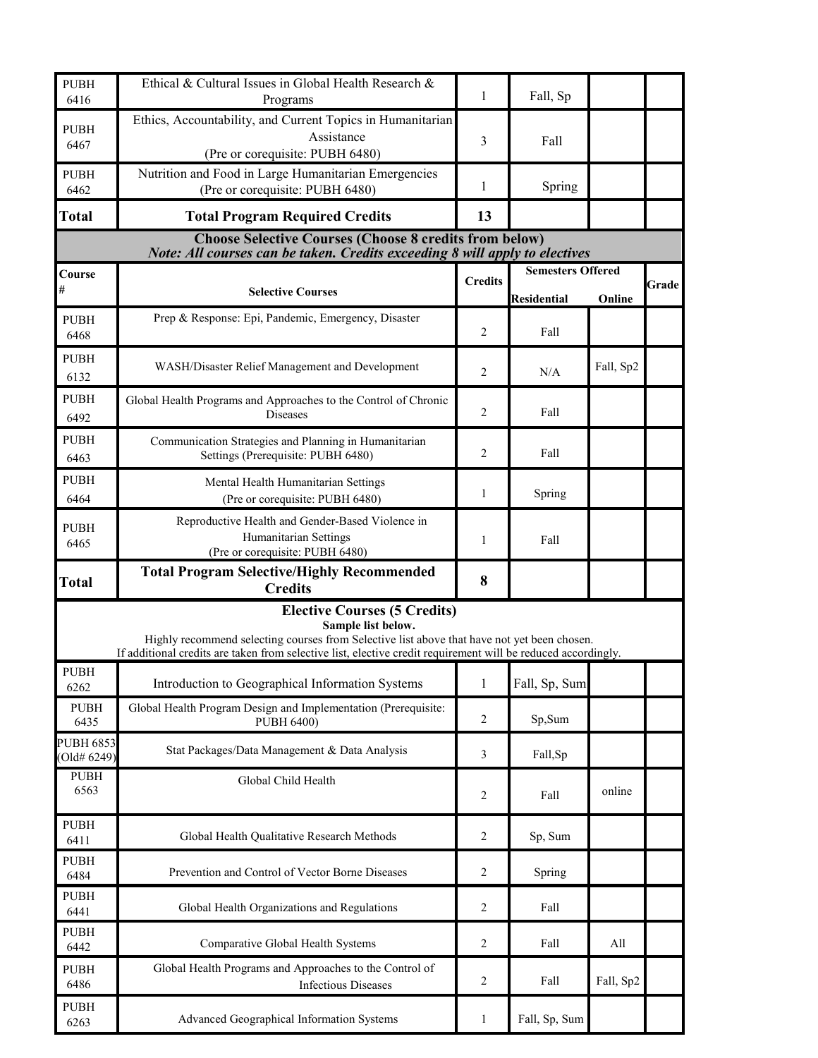| Course # | | Credits | Semesters Offered Residential | Online | Grade |
|---|---|---|---|---|---|
| PUBH 6416 | Ethical & Cultural Issues in Global Health Research & Programs | 1 | Fall, Sp | | |
| PUBH 6467 | Ethics, Accountability, and Current Topics in Humanitarian Assistance (Pre or corequisite: PUBH 6480) | 3 | Fall | | |
| PUBH 6462 | Nutrition and Food in Large Humanitarian Emergencies (Pre or corequisite: PUBH 6480) | 1 | Spring | | |
| **Total** | **Total Program Required Credits** | **13** | | | |

**Choose Selective Courses (Choose 8 credits from below)**
***Note: All courses can be taken. Credits exceeding 8 will apply to electives***

| Course # | Selective Courses | Credits | Semesters Offered | | Grade |
|---|---|---|---|---|---|
| | | | Residential | Online | |
| PUBH 6468 | Prep & Response: Epi, Pandemic, Emergency, Disaster | 2 | Fall | | |
| PUBH 6132 | WASH/Disaster Relief Management and Development | 2 | N/A | Fall, Sp2 | |
| PUBH 6492 | Global Health Programs and Approaches to the Control of Chronic Diseases | 2 | Fall | | |
| PUBH 6463 | Communication Strategies and Planning in Humanitarian Settings (Prerequisite: PUBH 6480) | 2 | Fall | | |
| PUBH 6464 | Mental Health Humanitarian Settings (Pre or corequisite: PUBH 6480) | 1 | Spring | | |
| PUBH 6465 | Reproductive Health and Gender-Based Violence in Humanitarian Settings (Pre or corequisite: PUBH 6480) | 1 | Fall | | |
| **Total** | **Total Program Selective/Highly Recommended Credits** | **8** | | | |

**Elective Courses (5 Credits)**
**Sample list below.**
Highly recommend selecting courses from Selective list above that have not yet been chosen.
If additional credits are taken from selective list, elective credit requirement will be reduced accordingly.

| Course # | Course | Credits | Residential | Online | Grade |
|---|---|---|---|---|---|
| PUBH 6262 | Introduction to Geographical Information Systems | 1 | Fall, Sp, Sum | | |
| PUBH 6435 | Global Health Program Design and Implementation (Prerequisite: PUBH 6400) | 2 | Sp,Sum | | |
| PUBH 6853 (Old# 6249) | Stat Packages/Data Management & Data Analysis | 3 | Fall,Sp | | |
| PUBH 6563 | Global Child Health | 2 | Fall | online | |
| PUBH 6411 | Global Health Qualitative Research Methods | 2 | Sp, Sum | | |
| PUBH 6484 | Prevention and Control of Vector Borne Diseases | 2 | Spring | | |
| PUBH 6441 | Global Health Organizations and Regulations | 2 | Fall | | |
| PUBH 6442 | Comparative Global Health Systems | 2 | Fall | All | |
| PUBH 6486 | Global Health Programs and Approaches to the Control of Infectious Diseases | 2 | Fall | Fall, Sp2 | |
| PUBH 6263 | Advanced Geographical Information Systems | 1 | Fall, Sp, Sum | | |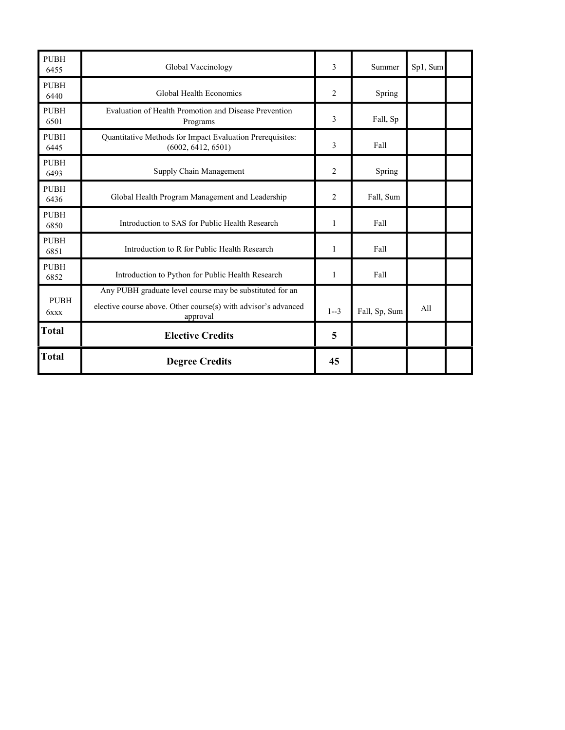| | | | | | |
|---|---|---|---|---|---|
| PUBH 6455 | Global Vaccinology | 3 | Summer | Sp1, Sum | |
| PUBH 6440 | Global Health Economics | 2 | Spring | | |
| PUBH 6501 | Evaluation of Health Promotion and Disease Prevention Programs | 3 | Fall, Sp | | |
| PUBH 6445 | Quantitative Methods for Impact Evaluation Prerequisites: (6002, 6412, 6501) | 3 | Fall | | |
| PUBH 6493 | Supply Chain Management | 2 | Spring | | |
| PUBH 6436 | Global Health Program Management and Leadership | 2 | Fall, Sum | | |
| PUBH 6850 | Introduction to SAS for Public Health Research | 1 | Fall | | |
| PUBH 6851 | Introduction to R for Public Health Research | 1 | Fall | | |
| PUBH 6852 | Introduction to Python for Public Health Research | 1 | Fall | | |
| PUBH 6xxx | Any PUBH graduate level course may be substituted for an elective course above. Other course(s) with advisor's advanced approval | 1--3 | Fall, Sp, Sum | All | |
| **Total** | **Elective Credits** | **5** | | | |
| **Total** | **Degree Credits** | **45** | | | |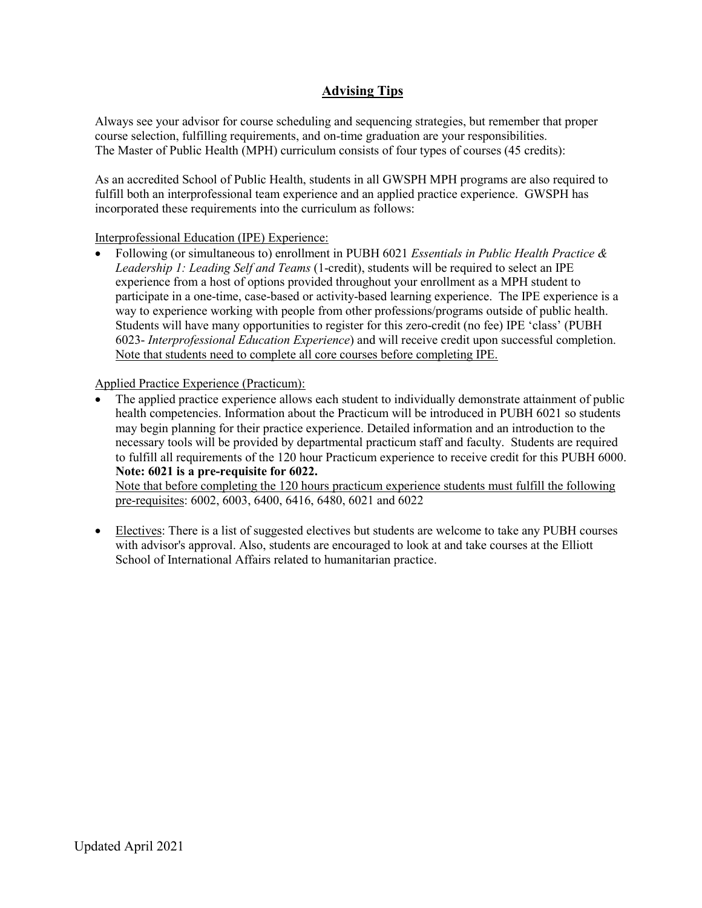## Advising Tips

Always see your advisor for course scheduling and sequencing strategies, but remember that proper course selection, fulfilling requirements, and on-time graduation are your responsibilities.
The Master of Public Health (MPH) curriculum consists of four types of courses (45 credits):

As an accredited School of Public Health, students in all GWSPH MPH programs are also required to fulfill both an interprofessional team experience and an applied practice experience. GWSPH has incorporated these requirements into the curriculum as follows:

Interprofessional Education (IPE) Experience:

- Following (or simultaneous to) enrollment in PUBH 6021 *Essentials in Public Health Practice & Leadership 1: Leading Self and Teams* (1-credit), students will be required to select an IPE experience from a host of options provided throughout your enrollment as a MPH student to participate in a one-time, case-based or activity-based learning experience. The IPE experience is a way to experience working with people from other professions/programs outside of public health. Students will have many opportunities to register for this zero-credit (no fee) IPE 'class' (PUBH 6023- *Interprofessional Education Experience*) and will receive credit upon successful completion. Note that students need to complete all core courses before completing IPE.

Applied Practice Experience (Practicum):

- The applied practice experience allows each student to individually demonstrate attainment of public health competencies. Information about the Practicum will be introduced in PUBH 6021 so students may begin planning for their practice experience. Detailed information and an introduction to the necessary tools will be provided by departmental practicum staff and faculty. Students are required to fulfill all requirements of the 120 hour Practicum experience to receive credit for this PUBH 6000. **Note: 6021 is a pre-requisite for 6022.**
  Note that before completing the 120 hours practicum experience students must fulfill the following pre-requisites: 6002, 6003, 6400, 6416, 6480, 6021 and 6022

- Electives: There is a list of suggested electives but students are welcome to take any PUBH courses with advisor's approval. Also, students are encouraged to look at and take courses at the Elliott School of International Affairs related to humanitarian practice.

Updated April 2021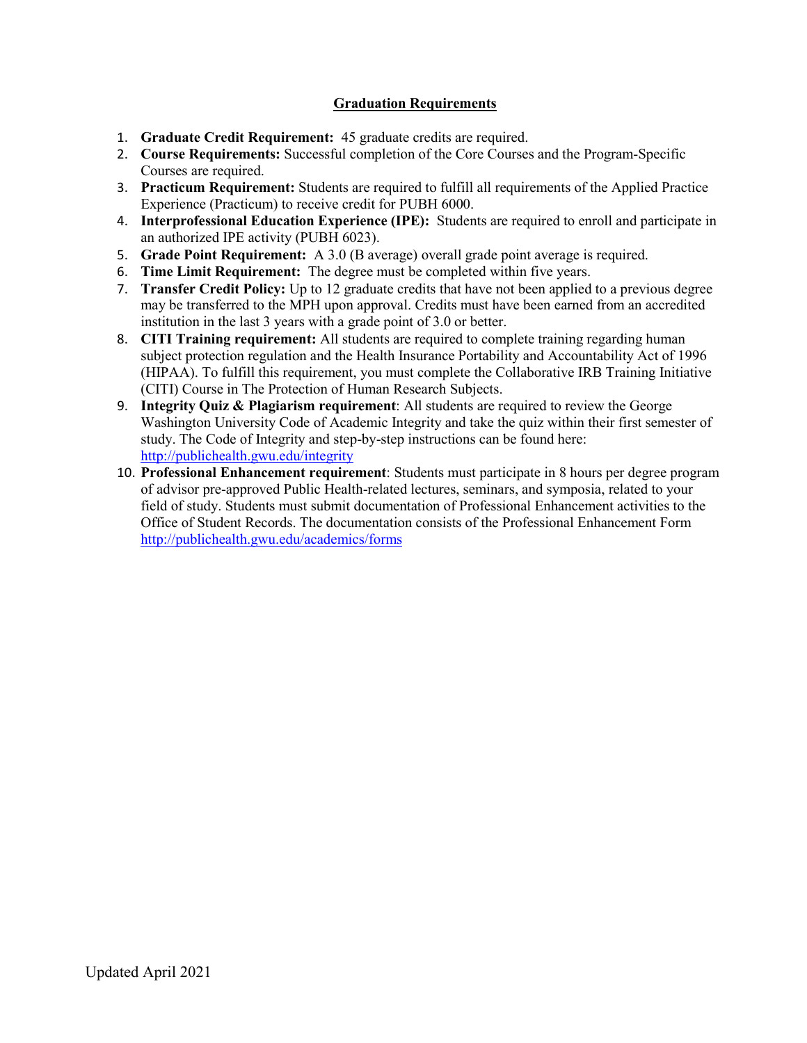## Graduation Requirements

1. **Graduate Credit Requirement:** 45 graduate credits are required.
2. **Course Requirements:** Successful completion of the Core Courses and the Program-Specific Courses are required.
3. **Practicum Requirement:** Students are required to fulfill all requirements of the Applied Practice Experience (Practicum) to receive credit for PUBH 6000.
4. **Interprofessional Education Experience (IPE):** Students are required to enroll and participate in an authorized IPE activity (PUBH 6023).
5. **Grade Point Requirement:** A 3.0 (B average) overall grade point average is required.
6. **Time Limit Requirement:** The degree must be completed within five years.
7. **Transfer Credit Policy:** Up to 12 graduate credits that have not been applied to a previous degree may be transferred to the MPH upon approval. Credits must have been earned from an accredited institution in the last 3 years with a grade point of 3.0 or better.
8. **CITI Training requirement:** All students are required to complete training regarding human subject protection regulation and the Health Insurance Portability and Accountability Act of 1996 (HIPAA). To fulfill this requirement, you must complete the Collaborative IRB Training Initiative (CITI) Course in The Protection of Human Research Subjects.
9. **Integrity Quiz & Plagiarism requirement**: All students are required to review the George Washington University Code of Academic Integrity and take the quiz within their first semester of study. The Code of Integrity and step-by-step instructions can be found here: [http://publichealth.gwu.edu/integrity](http://publichealth.gwu.edu/integrity)
10. **Professional Enhancement requirement**: Students must participate in 8 hours per degree program of advisor pre-approved Public Health-related lectures, seminars, and symposia, related to your field of study. Students must submit documentation of Professional Enhancement activities to the Office of Student Records. The documentation consists of the Professional Enhancement Form [http://publichealth.gwu.edu/academics/forms](http://publichealth.gwu.edu/academics/forms)

Updated April 2021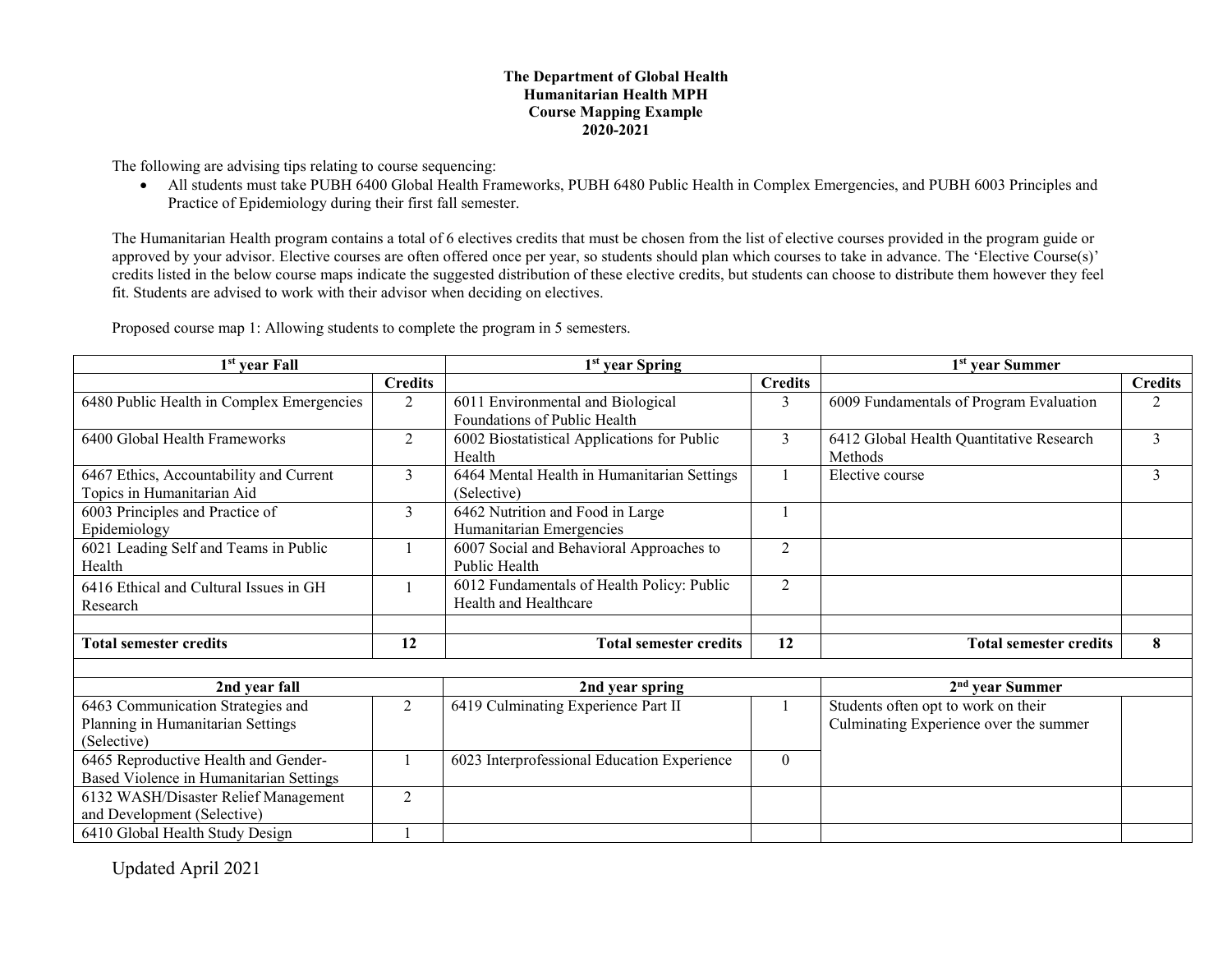**The Department of Global Health**
**Humanitarian Health MPH**
**Course Mapping Example**
**2020-2021**

The following are advising tips relating to course sequencing:

- All students must take PUBH 6400 Global Health Frameworks, PUBH 6480 Public Health in Complex Emergencies, and PUBH 6003 Principles and Practice of Epidemiology during their first fall semester.

The Humanitarian Health program contains a total of 6 electives credits that must be chosen from the list of elective courses provided in the program guide or approved by your advisor. Elective courses are often offered once per year, so students should plan which courses to take in advance. The 'Elective Course(s)' credits listed in the below course maps indicate the suggested distribution of these elective credits, but students can choose to distribute them however they feel fit. Students are advised to work with their advisor when deciding on electives.

Proposed course map 1: Allowing students to complete the program in 5 semesters.

| 1st year Fall | | 1st year Spring | | 1st year Summer | |
|---|---|---|---|---|---|
| | **Credits** | | **Credits** | | **Credits** |
| 6480 Public Health in Complex Emergencies | 2 | 6011 Environmental and Biological Foundations of Public Health | 3 | 6009 Fundamentals of Program Evaluation | 2 |
| 6400 Global Health Frameworks | 2 | 6002 Biostatistical Applications for Public Health | 3 | 6412 Global Health Quantitative Research Methods | 3 |
| 6467 Ethics, Accountability and Current Topics in Humanitarian Aid | 3 | 6464 Mental Health in Humanitarian Settings (Selective) | 1 | Elective course | 3 |
| 6003 Principles and Practice of Epidemiology | 3 | 6462 Nutrition and Food in Large Humanitarian Emergencies | 1 | | |
| 6021 Leading Self and Teams in Public Health | 1 | 6007 Social and Behavioral Approaches to Public Health | 2 | | |
| 6416 Ethical and Cultural Issues in GH Research | 1 | 6012 Fundamentals of Health Policy: Public Health and Healthcare | 2 | | |
| | | | | | |
| **Total semester credits** | **12** | **Total semester credits** | **12** | **Total semester credits** | **8** |
| | | | | | |
| **2nd year fall** | | **2nd year spring** | | **2nd year Summer** | |
| 6463 Communication Strategies and Planning in Humanitarian Settings (Selective) | 2 | 6419 Culminating Experience Part II | 1 | Students often opt to work on their Culminating Experience over the summer | |
| 6465 Reproductive Health and Gender-Based Violence in Humanitarian Settings | 1 | 6023 Interprofessional Education Experience | 0 | | |
| 6132 WASH/Disaster Relief Management and Development (Selective) | 2 | | | | |
| 6410 Global Health Study Design | 1 | | | | |

Updated April 2021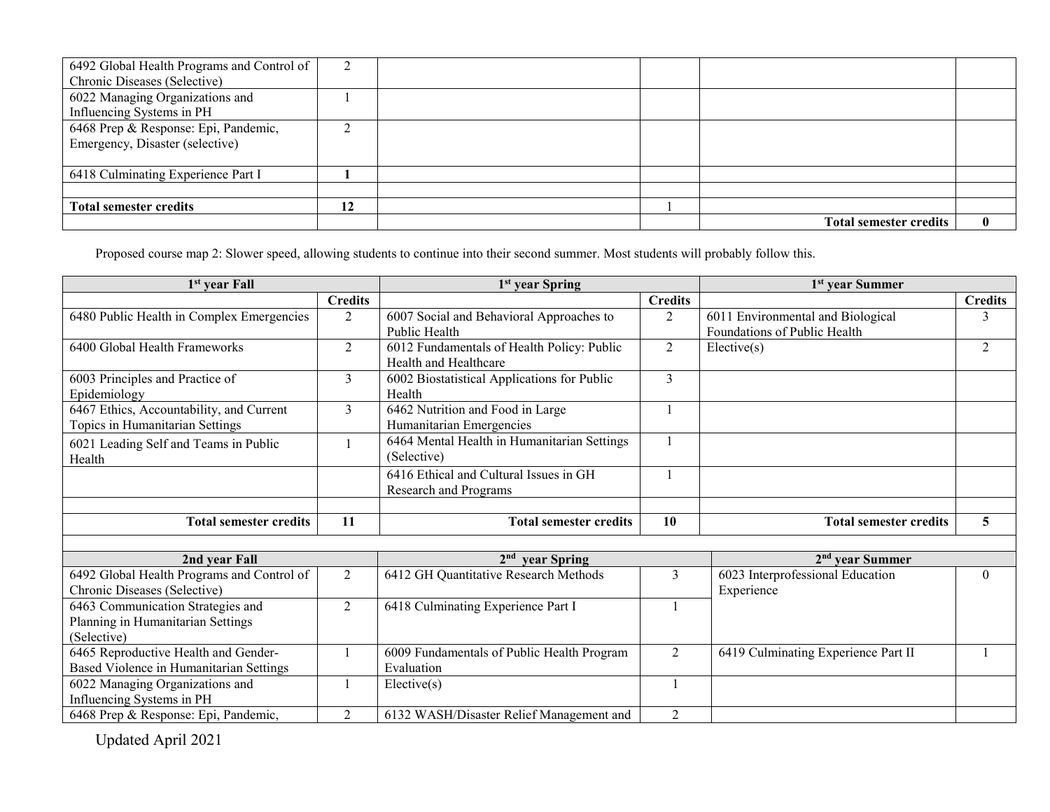| | | | | | |
|---|---|---|---|---|---|
| 6492 Global Health Programs and Control of Chronic Diseases (Selective) | 2 | | | | |
| 6022 Managing Organizations and Influencing Systems in PH | 1 | | | | |
| 6468 Prep & Response: Epi, Pandemic, Emergency, Disaster (selective) | 2 | | | | |
| 6418 Culminating Experience Part I | **1** | | | | |
| | | | | | |
| **Total semester credits** | **12** | | 1 | | |
| | | | | **Total semester credits** | **0** |

Proposed course map 2: Slower speed, allowing students to continue into their second summer. Most students will probably follow this.

| 1st year Fall | | 1st year Spring | | 1st year Summer | |
|---|---|---|---|---|---|
| | **Credits** | | **Credits** | | **Credits** |
| 6480 Public Health in Complex Emergencies | 2 | 6007 Social and Behavioral Approaches to Public Health | 2 | 6011 Environmental and Biological Foundations of Public Health | 3 |
| 6400 Global Health Frameworks | 2 | 6012 Fundamentals of Health Policy: Public Health and Healthcare | 2 | Elective(s) | 2 |
| 6003 Principles and Practice of Epidemiology | 3 | 6002 Biostatistical Applications for Public Health | 3 | | |
| 6467 Ethics, Accountability, and Current Topics in Humanitarian Settings | 3 | 6462 Nutrition and Food in Large Humanitarian Emergencies | 1 | | |
| 6021 Leading Self and Teams in Public Health | 1 | 6464 Mental Health in Humanitarian Settings (Selective) | 1 | | |
| | | 6416 Ethical and Cultural Issues in GH Research and Programs | 1 | | |
| | | | | | |
| **Total semester credits** | **11** | **Total semester credits** | **10** | **Total semester credits** | **5** |
| | | | | | |
| **2nd year Fall** | | **2nd year Spring** | | **2nd year Summer** | |
| 6492 Global Health Programs and Control of Chronic Diseases (Selective) | 2 | 6412 GH Quantitative Research Methods | 3 | 6023 Interprofessional Education Experience | 0 |
| 6463 Communication Strategies and Planning in Humanitarian Settings (Selective) | 2 | 6418 Culminating Experience Part I | 1 | | |
| 6465 Reproductive Health and Gender-Based Violence in Humanitarian Settings | 1 | 6009 Fundamentals of Public Health Program Evaluation | 2 | 6419 Culminating Experience Part II | 1 |
| 6022 Managing Organizations and Influencing Systems in PH | 1 | Elective(s) | 1 | | |
| 6468 Prep & Response: Epi, Pandemic, | 2 | 6132 WASH/Disaster Relief Management and | 2 | | |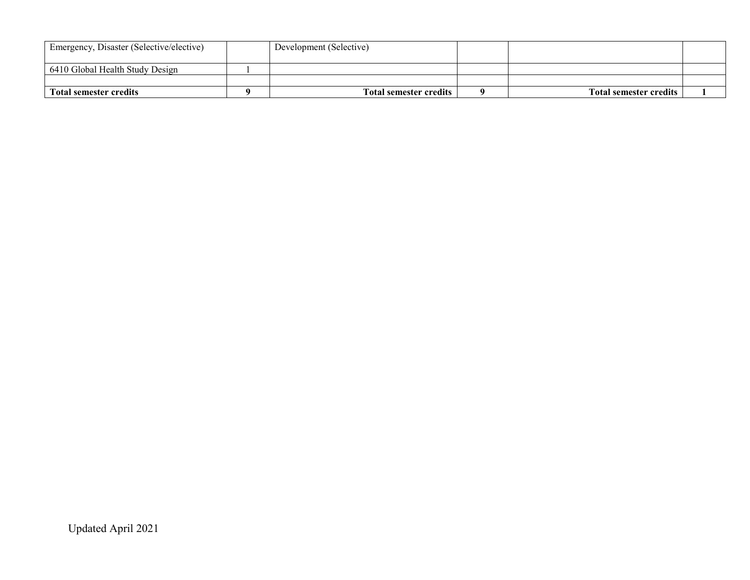| | | | | | |
|---|---|---|---|---|---|
| Emergency, Disaster (Selective/elective) | | Development (Selective) | | | |
| 6410 Global Health Study Design | 1 | | | | |
| | | | | | |
| **Total semester credits** | **9** | **Total semester credits** | **9** | **Total semester credits** | **1** |

Updated April 2021